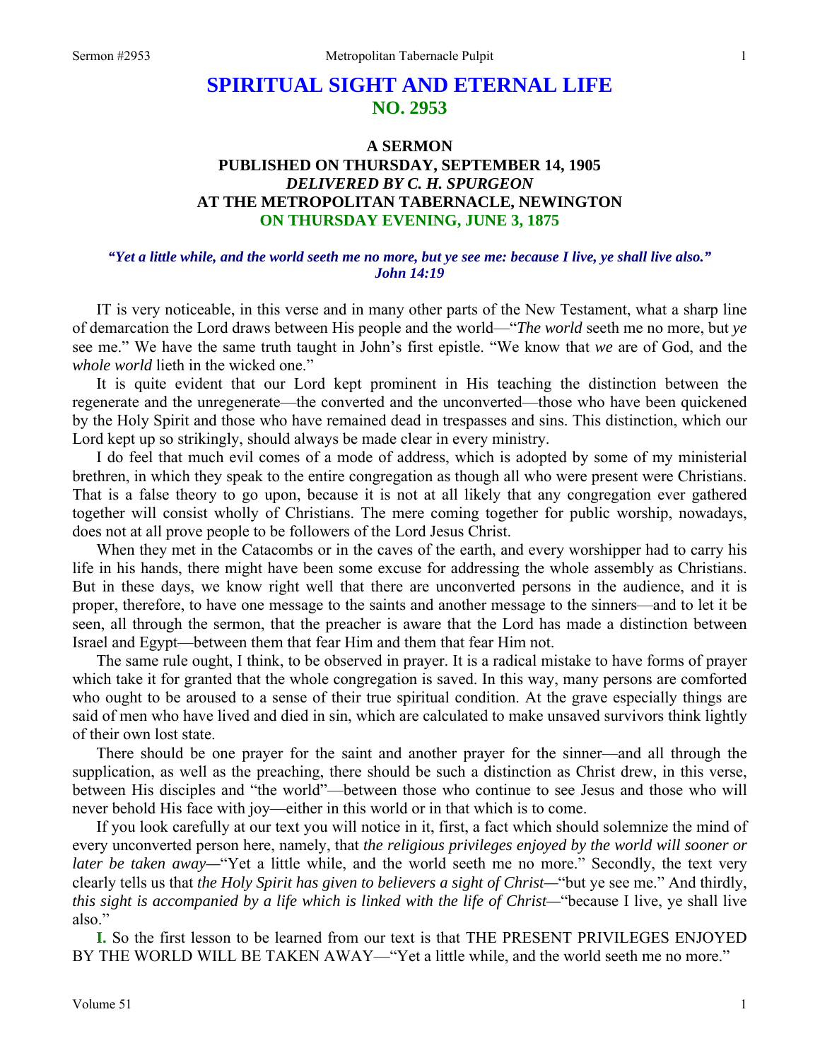# SPIRITUAL SIGHT AND ETERNAL LIFE
## NO. 2953

### A SERMON
### PUBLISHED ON THURSDAY, SEPTEMBER 14, 1905
### *DELIVERED BY C. H. SPURGEON*
### AT THE METROPOLITAN TABERNACLE, NEWINGTON
### ON THURSDAY EVENING, JUNE 3, 1875

***"Yet a little while, and the world seeth me no more, but ye see me: because I live, ye shall live also." John 14:19***

IT is very noticeable, in this verse and in many other parts of the New Testament, what a sharp line of demarcation the Lord draws between His people and the world—"*The world* seeth me no more, but *ye* see me." We have the same truth taught in John's first epistle. "We know that *we* are of God, and the *whole world* lieth in the wicked one."

It is quite evident that our Lord kept prominent in His teaching the distinction between the regenerate and the unregenerate—the converted and the unconverted—those who have been quickened by the Holy Spirit and those who have remained dead in trespasses and sins. This distinction, which our Lord kept up so strikingly, should always be made clear in every ministry.

I do feel that much evil comes of a mode of address, which is adopted by some of my ministerial brethren, in which they speak to the entire congregation as though all who were present were Christians. That is a false theory to go upon, because it is not at all likely that any congregation ever gathered together will consist wholly of Christians. The mere coming together for public worship, nowadays, does not at all prove people to be followers of the Lord Jesus Christ.

When they met in the Catacombs or in the caves of the earth, and every worshipper had to carry his life in his hands, there might have been some excuse for addressing the whole assembly as Christians. But in these days, we know right well that there are unconverted persons in the audience, and it is proper, therefore, to have one message to the saints and another message to the sinners—and to let it be seen, all through the sermon, that the preacher is aware that the Lord has made a distinction between Israel and Egypt—between them that fear Him and them that fear Him not.

The same rule ought, I think, to be observed in prayer. It is a radical mistake to have forms of prayer which take it for granted that the whole congregation is saved. In this way, many persons are comforted who ought to be aroused to a sense of their true spiritual condition. At the grave especially things are said of men who have lived and died in sin, which are calculated to make unsaved survivors think lightly of their own lost state.

There should be one prayer for the saint and another prayer for the sinner—and all through the supplication, as well as the preaching, there should be such a distinction as Christ drew, in this verse, between His disciples and "the world"—between those who continue to see Jesus and those who will never behold His face with joy—either in this world or in that which is to come.

If you look carefully at our text you will notice in it, first, a fact which should solemnize the mind of every unconverted person here, namely, that *the religious privileges enjoyed by the world will sooner or later be taken away*—"Yet a little while, and the world seeth me no more." Secondly, the text very clearly tells us that *the Holy Spirit has given to believers a sight of Christ*—"but ye see me." And thirdly, *this sight is accompanied by a life which is linked with the life of Christ*—"because I live, ye shall live also."

**I.** So the first lesson to be learned from our text is that THE PRESENT PRIVILEGES ENJOYED BY THE WORLD WILL BE TAKEN AWAY—"Yet a little while, and the world seeth me no more."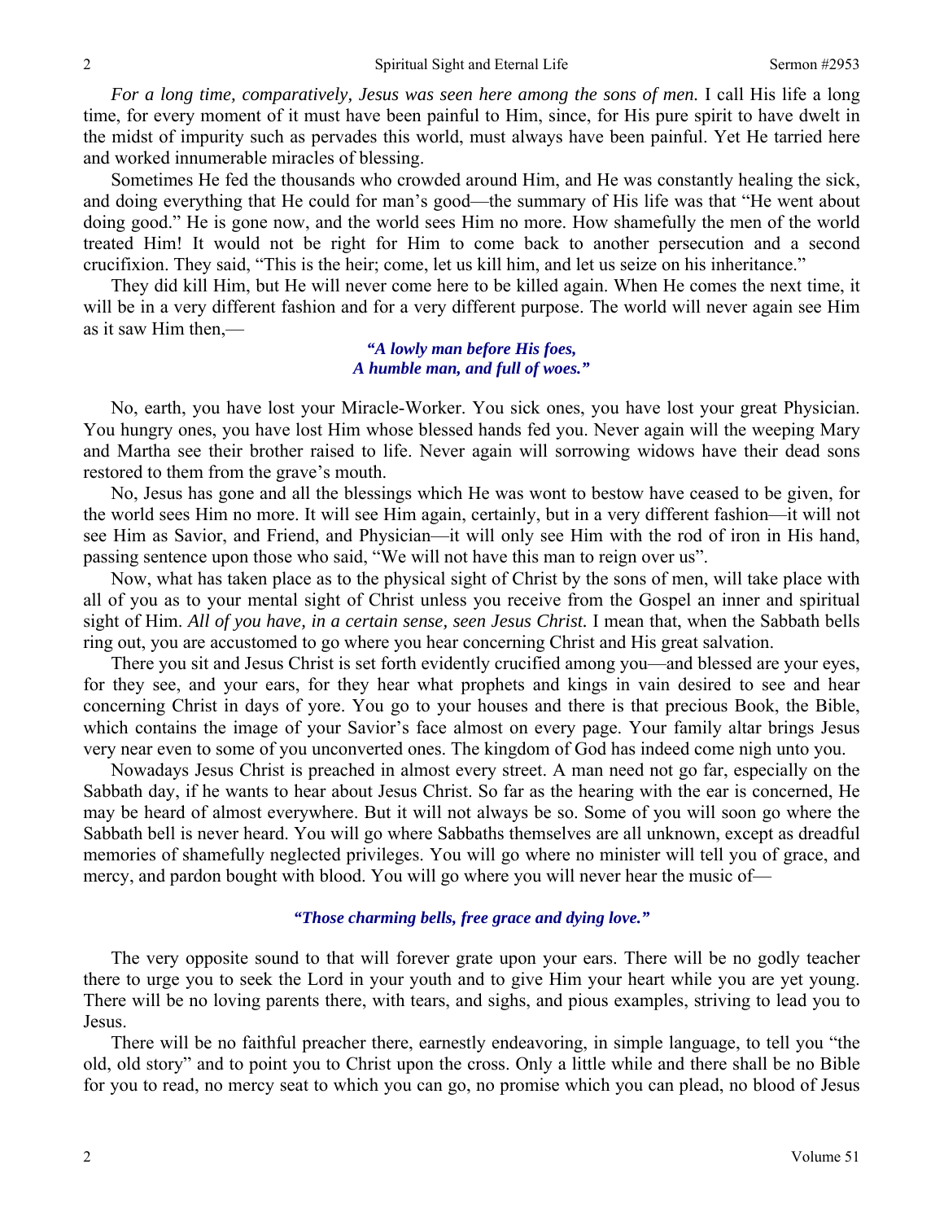*For a long time, comparatively, Jesus was seen here among the sons of men.* I call His life a long time, for every moment of it must have been painful to Him, since, for His pure spirit to have dwelt in the midst of impurity such as pervades this world, must always have been painful. Yet He tarried here and worked innumerable miracles of blessing.

Sometimes He fed the thousands who crowded around Him, and He was constantly healing the sick, and doing everything that He could for man's good—the summary of His life was that "He went about doing good." He is gone now, and the world sees Him no more. How shamefully the men of the world treated Him! It would not be right for Him to come back to another persecution and a second crucifixion. They said, "This is the heir; come, let us kill him, and let us seize on his inheritance."

They did kill Him, but He will never come here to be killed again. When He comes the next time, it will be in a very different fashion and for a very different purpose. The world will never again see Him as it saw Him then,—

> ***"A lowly man before His foes,***
> ***A humble man, and full of woes."***

No, earth, you have lost your Miracle-Worker. You sick ones, you have lost your great Physician. You hungry ones, you have lost Him whose blessed hands fed you. Never again will the weeping Mary and Martha see their brother raised to life. Never again will sorrowing widows have their dead sons restored to them from the grave's mouth.

No, Jesus has gone and all the blessings which He was wont to bestow have ceased to be given, for the world sees Him no more. It will see Him again, certainly, but in a very different fashion—it will not see Him as Savior, and Friend, and Physician—it will only see Him with the rod of iron in His hand, passing sentence upon those who said, "We will not have this man to reign over us".

Now, what has taken place as to the physical sight of Christ by the sons of men, will take place with all of you as to your mental sight of Christ unless you receive from the Gospel an inner and spiritual sight of Him. *All of you have, in a certain sense, seen Jesus Christ.* I mean that, when the Sabbath bells ring out, you are accustomed to go where you hear concerning Christ and His great salvation.

There you sit and Jesus Christ is set forth evidently crucified among you—and blessed are your eyes, for they see, and your ears, for they hear what prophets and kings in vain desired to see and hear concerning Christ in days of yore. You go to your houses and there is that precious Book, the Bible, which contains the image of your Savior's face almost on every page. Your family altar brings Jesus very near even to some of you unconverted ones. The kingdom of God has indeed come nigh unto you.

Nowadays Jesus Christ is preached in almost every street. A man need not go far, especially on the Sabbath day, if he wants to hear about Jesus Christ. So far as the hearing with the ear is concerned, He may be heard of almost everywhere. But it will not always be so. Some of you will soon go where the Sabbath bell is never heard. You will go where Sabbaths themselves are all unknown, except as dreadful memories of shamefully neglected privileges. You will go where no minister will tell you of grace, and mercy, and pardon bought with blood. You will go where you will never hear the music of—

> ***"Those charming bells, free grace and dying love."***

The very opposite sound to that will forever grate upon your ears. There will be no godly teacher there to urge you to seek the Lord in your youth and to give Him your heart while you are yet young. There will be no loving parents there, with tears, and sighs, and pious examples, striving to lead you to Jesus.

There will be no faithful preacher there, earnestly endeavoring, in simple language, to tell you "the old, old story" and to point you to Christ upon the cross. Only a little while and there shall be no Bible for you to read, no mercy seat to which you can go, no promise which you can plead, no blood of Jesus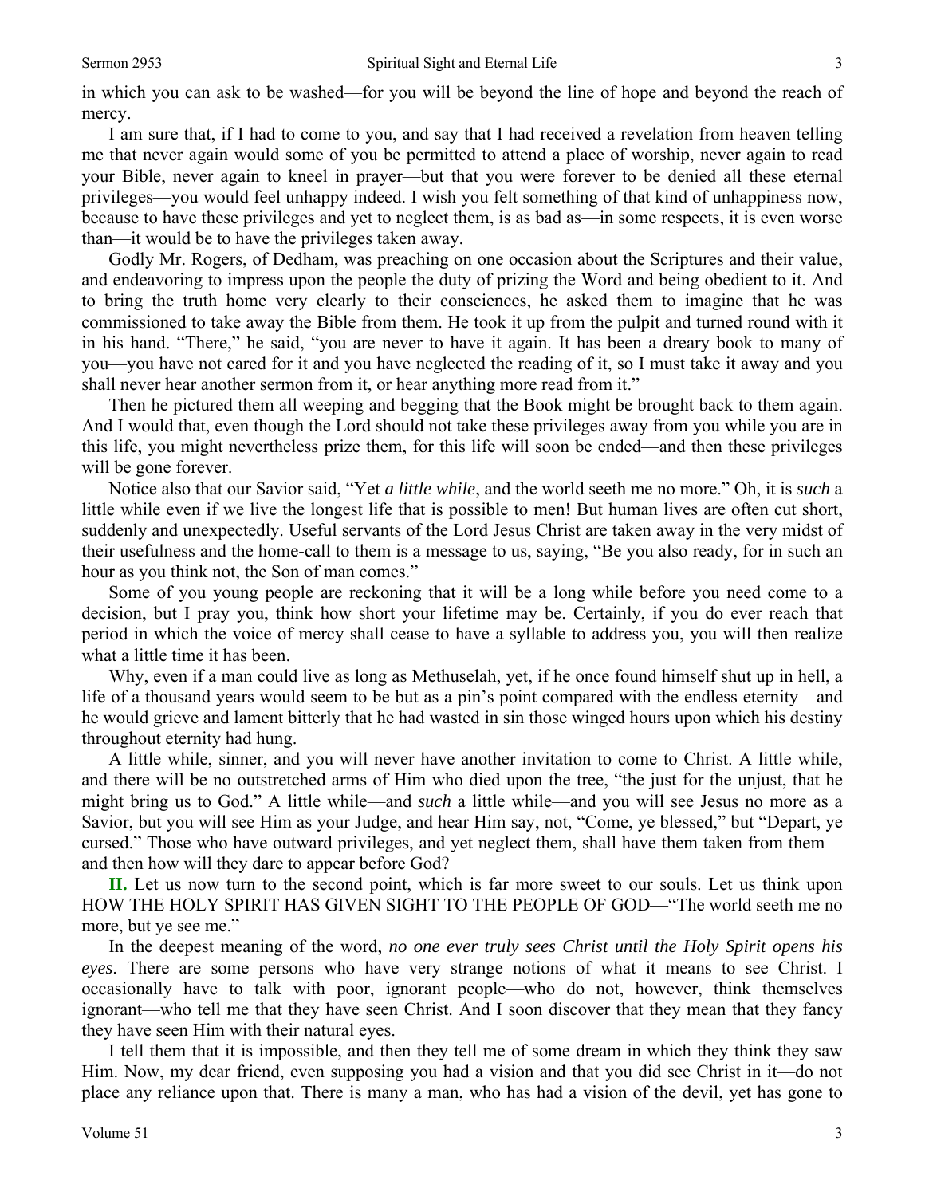in which you can ask to be washed—for you will be beyond the line of hope and beyond the reach of mercy.

I am sure that, if I had to come to you, and say that I had received a revelation from heaven telling me that never again would some of you be permitted to attend a place of worship, never again to read your Bible, never again to kneel in prayer—but that you were forever to be denied all these eternal privileges—you would feel unhappy indeed. I wish you felt something of that kind of unhappiness now, because to have these privileges and yet to neglect them, is as bad as—in some respects, it is even worse than—it would be to have the privileges taken away.

Godly Mr. Rogers, of Dedham, was preaching on one occasion about the Scriptures and their value, and endeavoring to impress upon the people the duty of prizing the Word and being obedient to it. And to bring the truth home very clearly to their consciences, he asked them to imagine that he was commissioned to take away the Bible from them. He took it up from the pulpit and turned round with it in his hand. "There," he said, "you are never to have it again. It has been a dreary book to many of you—you have not cared for it and you have neglected the reading of it, so I must take it away and you shall never hear another sermon from it, or hear anything more read from it."

Then he pictured them all weeping and begging that the Book might be brought back to them again. And I would that, even though the Lord should not take these privileges away from you while you are in this life, you might nevertheless prize them, for this life will soon be ended—and then these privileges will be gone forever.

Notice also that our Savior said, "Yet *a little while*, and the world seeth me no more." Oh, it is *such* a little while even if we live the longest life that is possible to men! But human lives are often cut short, suddenly and unexpectedly. Useful servants of the Lord Jesus Christ are taken away in the very midst of their usefulness and the home-call to them is a message to us, saying, "Be you also ready, for in such an hour as you think not, the Son of man comes."

Some of you young people are reckoning that it will be a long while before you need come to a decision, but I pray you, think how short your lifetime may be. Certainly, if you do ever reach that period in which the voice of mercy shall cease to have a syllable to address you, you will then realize what a little time it has been.

Why, even if a man could live as long as Methuselah, yet, if he once found himself shut up in hell, a life of a thousand years would seem to be but as a pin's point compared with the endless eternity—and he would grieve and lament bitterly that he had wasted in sin those winged hours upon which his destiny throughout eternity had hung.

A little while, sinner, and you will never have another invitation to come to Christ. A little while, and there will be no outstretched arms of Him who died upon the tree, "the just for the unjust, that he might bring us to God." A little while—and *such* a little while—and you will see Jesus no more as a Savior, but you will see Him as your Judge, and hear Him say, not, "Come, ye blessed," but "Depart, ye cursed." Those who have outward privileges, and yet neglect them, shall have them taken from them—and then how will they dare to appear before God?

**II.** Let us now turn to the second point, which is far more sweet to our souls. Let us think upon HOW THE HOLY SPIRIT HAS GIVEN SIGHT TO THE PEOPLE OF GOD—"The world seeth me no more, but ye see me."

In the deepest meaning of the word, *no one ever truly sees Christ until the Holy Spirit opens his eyes*. There are some persons who have very strange notions of what it means to see Christ. I occasionally have to talk with poor, ignorant people—who do not, however, think themselves ignorant—who tell me that they have seen Christ. And I soon discover that they mean that they fancy they have seen Him with their natural eyes.

I tell them that it is impossible, and then they tell me of some dream in which they think they saw Him. Now, my dear friend, even supposing you had a vision and that you did see Christ in it—do not place any reliance upon that. There is many a man, who has had a vision of the devil, yet has gone to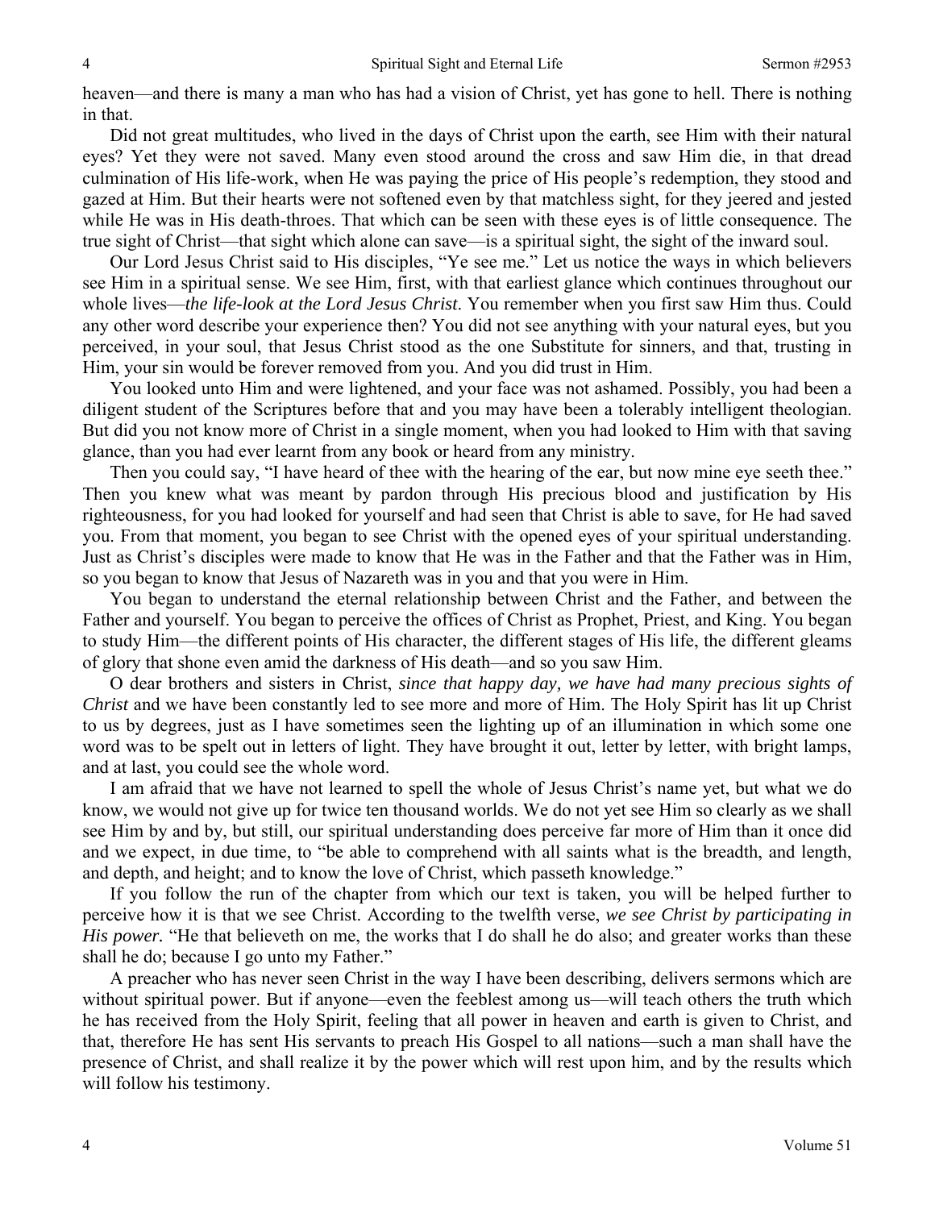heaven—and there is many a man who has had a vision of Christ, yet has gone to hell. There is nothing in that.

Did not great multitudes, who lived in the days of Christ upon the earth, see Him with their natural eyes? Yet they were not saved. Many even stood around the cross and saw Him die, in that dread culmination of His life-work, when He was paying the price of His people's redemption, they stood and gazed at Him. But their hearts were not softened even by that matchless sight, for they jeered and jested while He was in His death-throes. That which can be seen with these eyes is of little consequence. The true sight of Christ—that sight which alone can save—is a spiritual sight, the sight of the inward soul.

Our Lord Jesus Christ said to His disciples, "Ye see me." Let us notice the ways in which believers see Him in a spiritual sense. We see Him, first, with that earliest glance which continues throughout our whole lives—*the life-look at the Lord Jesus Christ*. You remember when you first saw Him thus. Could any other word describe your experience then? You did not see anything with your natural eyes, but you perceived, in your soul, that Jesus Christ stood as the one Substitute for sinners, and that, trusting in Him, your sin would be forever removed from you. And you did trust in Him.

You looked unto Him and were lightened, and your face was not ashamed. Possibly, you had been a diligent student of the Scriptures before that and you may have been a tolerably intelligent theologian. But did you not know more of Christ in a single moment, when you had looked to Him with that saving glance, than you had ever learnt from any book or heard from any ministry.

Then you could say, "I have heard of thee with the hearing of the ear, but now mine eye seeth thee." Then you knew what was meant by pardon through His precious blood and justification by His righteousness, for you had looked for yourself and had seen that Christ is able to save, for He had saved you. From that moment, you began to see Christ with the opened eyes of your spiritual understanding. Just as Christ's disciples were made to know that He was in the Father and that the Father was in Him, so you began to know that Jesus of Nazareth was in you and that you were in Him.

You began to understand the eternal relationship between Christ and the Father, and between the Father and yourself. You began to perceive the offices of Christ as Prophet, Priest, and King. You began to study Him—the different points of His character, the different stages of His life, the different gleams of glory that shone even amid the darkness of His death—and so you saw Him.

O dear brothers and sisters in Christ, *since that happy day, we have had many precious sights of Christ* and we have been constantly led to see more and more of Him. The Holy Spirit has lit up Christ to us by degrees, just as I have sometimes seen the lighting up of an illumination in which some one word was to be spelt out in letters of light. They have brought it out, letter by letter, with bright lamps, and at last, you could see the whole word.

I am afraid that we have not learned to spell the whole of Jesus Christ's name yet, but what we do know, we would not give up for twice ten thousand worlds. We do not yet see Him so clearly as we shall see Him by and by, but still, our spiritual understanding does perceive far more of Him than it once did and we expect, in due time, to "be able to comprehend with all saints what is the breadth, and length, and depth, and height; and to know the love of Christ, which passeth knowledge."

If you follow the run of the chapter from which our text is taken, you will be helped further to perceive how it is that we see Christ. According to the twelfth verse, *we see Christ by participating in His power.* "He that believeth on me, the works that I do shall he do also; and greater works than these shall he do; because I go unto my Father."

A preacher who has never seen Christ in the way I have been describing, delivers sermons which are without spiritual power. But if anyone—even the feeblest among us—will teach others the truth which he has received from the Holy Spirit, feeling that all power in heaven and earth is given to Christ, and that, therefore He has sent His servants to preach His Gospel to all nations—such a man shall have the presence of Christ, and shall realize it by the power which will rest upon him, and by the results which will follow his testimony.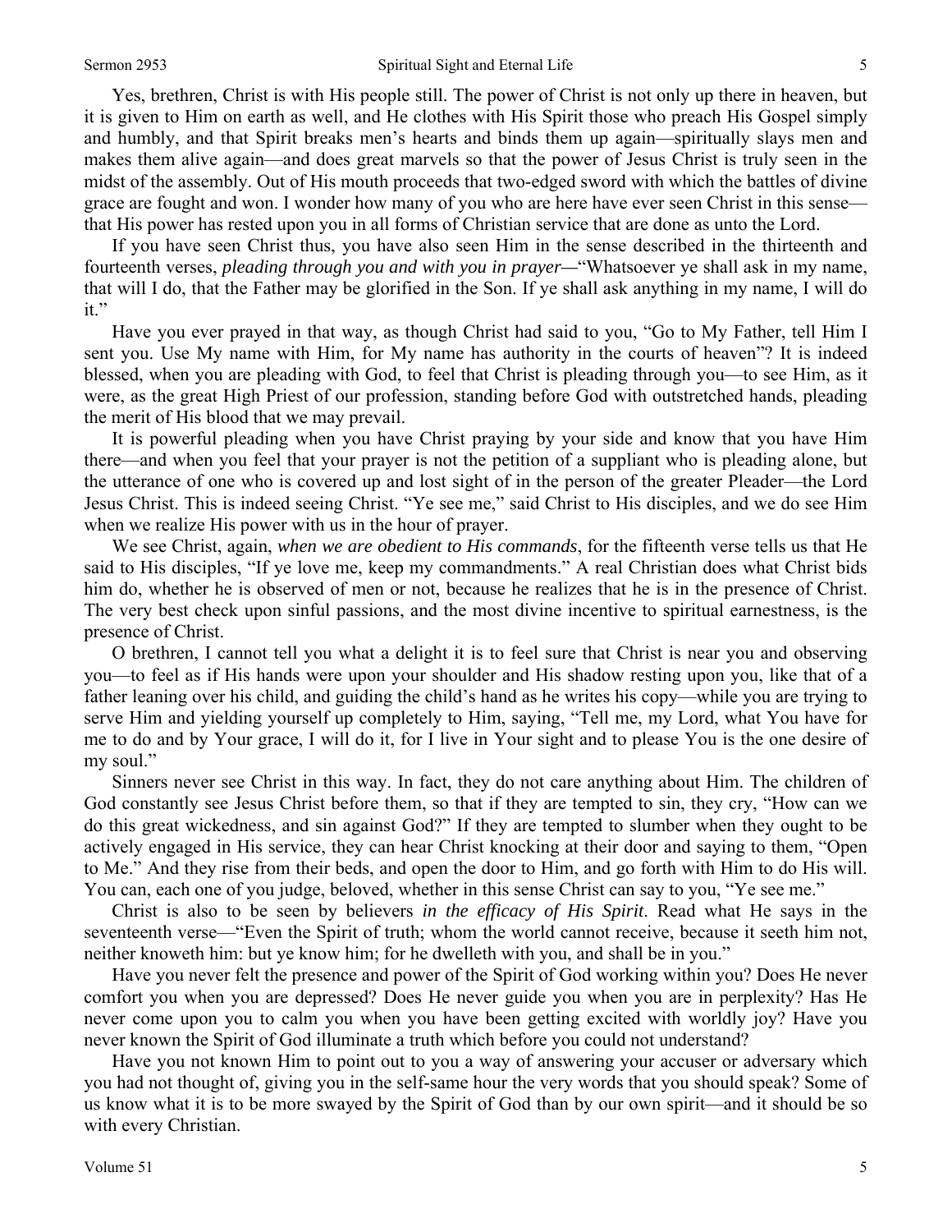Yes, brethren, Christ is with His people still. The power of Christ is not only up there in heaven, but it is given to Him on earth as well, and He clothes with His Spirit those who preach His Gospel simply and humbly, and that Spirit breaks men's hearts and binds them up again—spiritually slays men and makes them alive again—and does great marvels so that the power of Jesus Christ is truly seen in the midst of the assembly. Out of His mouth proceeds that two-edged sword with which the battles of divine grace are fought and won. I wonder how many of you who are here have ever seen Christ in this sense—that His power has rested upon you in all forms of Christian service that are done as unto the Lord.

If you have seen Christ thus, you have also seen Him in the sense described in the thirteenth and fourteenth verses, *pleading through you and with you in prayer—*"Whatsoever ye shall ask in my name, that will I do, that the Father may be glorified in the Son. If ye shall ask anything in my name, I will do it."

Have you ever prayed in that way, as though Christ had said to you, "Go to My Father, tell Him I sent you. Use My name with Him, for My name has authority in the courts of heaven"? It is indeed blessed, when you are pleading with God, to feel that Christ is pleading through you—to see Him, as it were, as the great High Priest of our profession, standing before God with outstretched hands, pleading the merit of His blood that we may prevail.

It is powerful pleading when you have Christ praying by your side and know that you have Him there—and when you feel that your prayer is not the petition of a suppliant who is pleading alone, but the utterance of one who is covered up and lost sight of in the person of the greater Pleader—the Lord Jesus Christ. This is indeed seeing Christ. "Ye see me," said Christ to His disciples, and we do see Him when we realize His power with us in the hour of prayer.

We see Christ, again, *when we are obedient to His commands*, for the fifteenth verse tells us that He said to His disciples, "If ye love me, keep my commandments." A real Christian does what Christ bids him do, whether he is observed of men or not, because he realizes that he is in the presence of Christ. The very best check upon sinful passions, and the most divine incentive to spiritual earnestness, is the presence of Christ.

O brethren, I cannot tell you what a delight it is to feel sure that Christ is near you and observing you—to feel as if His hands were upon your shoulder and His shadow resting upon you, like that of a father leaning over his child, and guiding the child's hand as he writes his copy—while you are trying to serve Him and yielding yourself up completely to Him, saying, "Tell me, my Lord, what You have for me to do and by Your grace, I will do it, for I live in Your sight and to please You is the one desire of my soul."

Sinners never see Christ in this way. In fact, they do not care anything about Him. The children of God constantly see Jesus Christ before them, so that if they are tempted to sin, they cry, "How can we do this great wickedness, and sin against God?" If they are tempted to slumber when they ought to be actively engaged in His service, they can hear Christ knocking at their door and saying to them, "Open to Me." And they rise from their beds, and open the door to Him, and go forth with Him to do His will. You can, each one of you judge, beloved, whether in this sense Christ can say to you, "Ye see me."

Christ is also to be seen by believers *in the efficacy of His Spirit*. Read what He says in the seventeenth verse—"Even the Spirit of truth; whom the world cannot receive, because it seeth him not, neither knoweth him: but ye know him; for he dwelleth with you, and shall be in you."

Have you never felt the presence and power of the Spirit of God working within you? Does He never comfort you when you are depressed? Does He never guide you when you are in perplexity? Has He never come upon you to calm you when you have been getting excited with worldly joy? Have you never known the Spirit of God illuminate a truth which before you could not understand?

Have you not known Him to point out to you a way of answering your accuser or adversary which you had not thought of, giving you in the self-same hour the very words that you should speak? Some of us know what it is to be more swayed by the Spirit of God than by our own spirit—and it should be so with every Christian.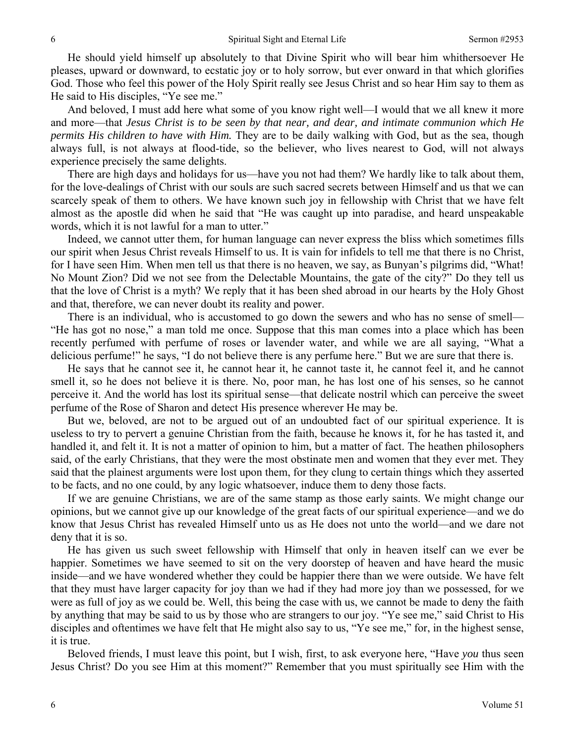He should yield himself up absolutely to that Divine Spirit who will bear him whithersoever He pleases, upward or downward, to ecstatic joy or to holy sorrow, but ever onward in that which glorifies God. Those who feel this power of the Holy Spirit really see Jesus Christ and so hear Him say to them as He said to His disciples, "Ye see me."

And beloved, I must add here what some of you know right well—I would that we all knew it more and more—that *Jesus Christ is to be seen by that near, and dear, and intimate communion which He permits His children to have with Him.* They are to be daily walking with God, but as the sea, though always full, is not always at flood-tide, so the believer, who lives nearest to God, will not always experience precisely the same delights.

There are high days and holidays for us—have you not had them? We hardly like to talk about them, for the love-dealings of Christ with our souls are such sacred secrets between Himself and us that we can scarcely speak of them to others. We have known such joy in fellowship with Christ that we have felt almost as the apostle did when he said that "He was caught up into paradise, and heard unspeakable words, which it is not lawful for a man to utter."

Indeed, we cannot utter them, for human language can never express the bliss which sometimes fills our spirit when Jesus Christ reveals Himself to us. It is vain for infidels to tell me that there is no Christ, for I have seen Him. When men tell us that there is no heaven, we say, as Bunyan's pilgrims did, "What! No Mount Zion? Did we not see from the Delectable Mountains, the gate of the city?" Do they tell us that the love of Christ is a myth? We reply that it has been shed abroad in our hearts by the Holy Ghost and that, therefore, we can never doubt its reality and power.

There is an individual, who is accustomed to go down the sewers and who has no sense of smell—"He has got no nose," a man told me once. Suppose that this man comes into a place which has been recently perfumed with perfume of roses or lavender water, and while we are all saying, "What a delicious perfume!" he says, "I do not believe there is any perfume here." But we are sure that there is.

He says that he cannot see it, he cannot hear it, he cannot taste it, he cannot feel it, and he cannot smell it, so he does not believe it is there. No, poor man, he has lost one of his senses, so he cannot perceive it. And the world has lost its spiritual sense—that delicate nostril which can perceive the sweet perfume of the Rose of Sharon and detect His presence wherever He may be.

But we, beloved, are not to be argued out of an undoubted fact of our spiritual experience. It is useless to try to pervert a genuine Christian from the faith, because he knows it, for he has tasted it, and handled it, and felt it. It is not a matter of opinion to him, but a matter of fact. The heathen philosophers said, of the early Christians, that they were the most obstinate men and women that they ever met. They said that the plainest arguments were lost upon them, for they clung to certain things which they asserted to be facts, and no one could, by any logic whatsoever, induce them to deny those facts.

If we are genuine Christians, we are of the same stamp as those early saints. We might change our opinions, but we cannot give up our knowledge of the great facts of our spiritual experience—and we do know that Jesus Christ has revealed Himself unto us as He does not unto the world—and we dare not deny that it is so.

He has given us such sweet fellowship with Himself that only in heaven itself can we ever be happier. Sometimes we have seemed to sit on the very doorstep of heaven and have heard the music inside—and we have wondered whether they could be happier there than we were outside. We have felt that they must have larger capacity for joy than we had if they had more joy than we possessed, for we were as full of joy as we could be. Well, this being the case with us, we cannot be made to deny the faith by anything that may be said to us by those who are strangers to our joy. "Ye see me," said Christ to His disciples and oftentimes we have felt that He might also say to us, "Ye see me," for, in the highest sense, it is true.

Beloved friends, I must leave this point, but I wish, first, to ask everyone here, "Have *you* thus seen Jesus Christ? Do you see Him at this moment?" Remember that you must spiritually see Him with the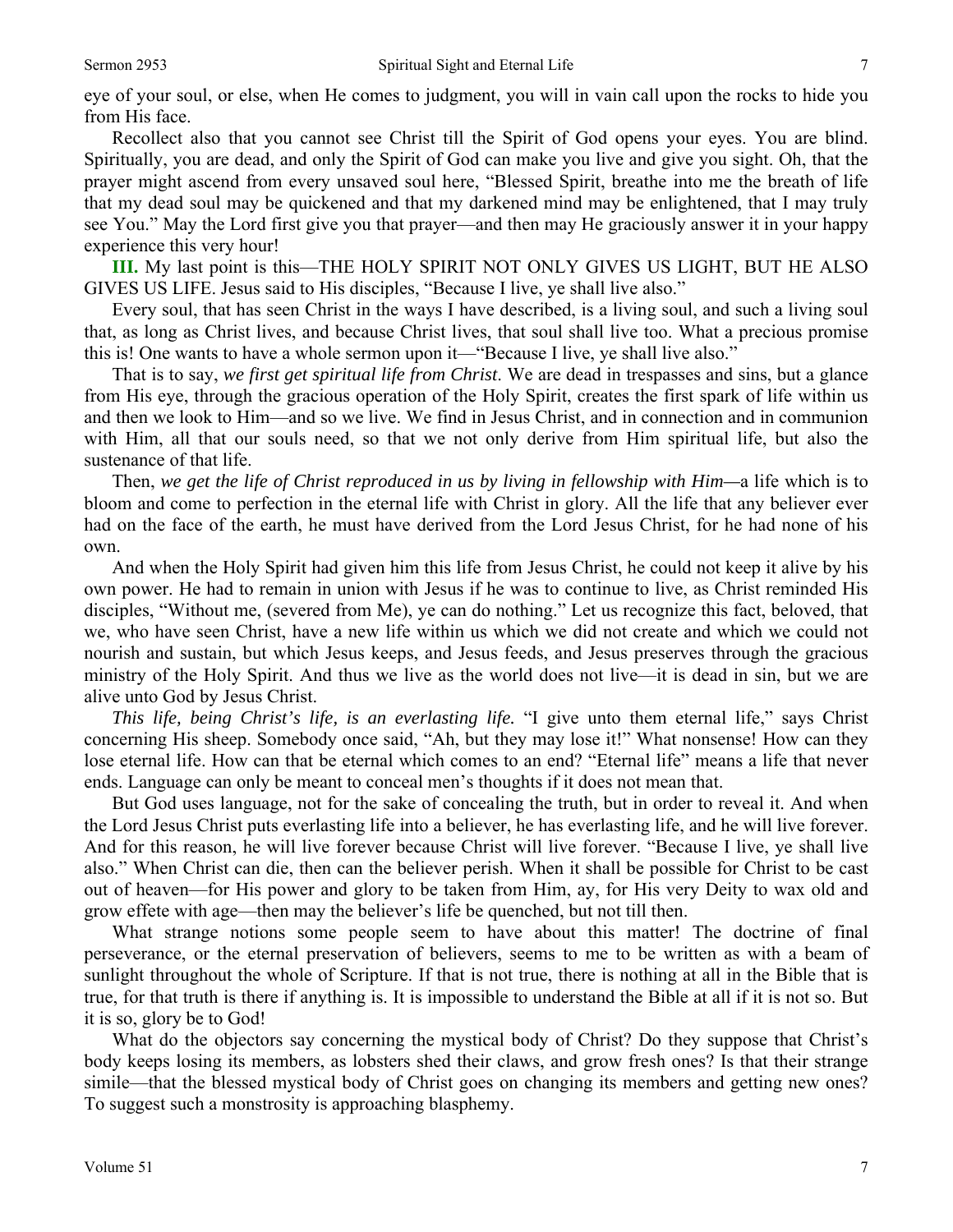eye of your soul, or else, when He comes to judgment, you will in vain call upon the rocks to hide you from His face.

Recollect also that you cannot see Christ till the Spirit of God opens your eyes. You are blind. Spiritually, you are dead, and only the Spirit of God can make you live and give you sight. Oh, that the prayer might ascend from every unsaved soul here, "Blessed Spirit, breathe into me the breath of life that my dead soul may be quickened and that my darkened mind may be enlightened, that I may truly see You." May the Lord first give you that prayer—and then may He graciously answer it in your happy experience this very hour!

**III.** My last point is this—THE HOLY SPIRIT NOT ONLY GIVES US LIGHT, BUT HE ALSO GIVES US LIFE. Jesus said to His disciples, "Because I live, ye shall live also."

Every soul, that has seen Christ in the ways I have described, is a living soul, and such a living soul that, as long as Christ lives, and because Christ lives, that soul shall live too. What a precious promise this is! One wants to have a whole sermon upon it—"Because I live, ye shall live also."

That is to say, *we first get spiritual life from Christ*. We are dead in trespasses and sins, but a glance from His eye, through the gracious operation of the Holy Spirit, creates the first spark of life within us and then we look to Him—and so we live. We find in Jesus Christ, and in connection and in communion with Him, all that our souls need, so that we not only derive from Him spiritual life, but also the sustenance of that life.

Then, *we get the life of Christ reproduced in us by living in fellowship with Him*—a life which is to bloom and come to perfection in the eternal life with Christ in glory. All the life that any believer ever had on the face of the earth, he must have derived from the Lord Jesus Christ, for he had none of his own.

And when the Holy Spirit had given him this life from Jesus Christ, he could not keep it alive by his own power. He had to remain in union with Jesus if he was to continue to live, as Christ reminded His disciples, "Without me, (severed from Me), ye can do nothing." Let us recognize this fact, beloved, that we, who have seen Christ, have a new life within us which we did not create and which we could not nourish and sustain, but which Jesus keeps, and Jesus feeds, and Jesus preserves through the gracious ministry of the Holy Spirit. And thus we live as the world does not live—it is dead in sin, but we are alive unto God by Jesus Christ.

*This life, being Christ's life, is an everlasting life.* "I give unto them eternal life," says Christ concerning His sheep. Somebody once said, "Ah, but they may lose it!" What nonsense! How can they lose eternal life. How can that be eternal which comes to an end? "Eternal life" means a life that never ends. Language can only be meant to conceal men's thoughts if it does not mean that.

But God uses language, not for the sake of concealing the truth, but in order to reveal it. And when the Lord Jesus Christ puts everlasting life into a believer, he has everlasting life, and he will live forever. And for this reason, he will live forever because Christ will live forever. "Because I live, ye shall live also." When Christ can die, then can the believer perish. When it shall be possible for Christ to be cast out of heaven—for His power and glory to be taken from Him, ay, for His very Deity to wax old and grow effete with age—then may the believer's life be quenched, but not till then.

What strange notions some people seem to have about this matter! The doctrine of final perseverance, or the eternal preservation of believers, seems to me to be written as with a beam of sunlight throughout the whole of Scripture. If that is not true, there is nothing at all in the Bible that is true, for that truth is there if anything is. It is impossible to understand the Bible at all if it is not so. But it is so, glory be to God!

What do the objectors say concerning the mystical body of Christ? Do they suppose that Christ's body keeps losing its members, as lobsters shed their claws, and grow fresh ones? Is that their strange simile—that the blessed mystical body of Christ goes on changing its members and getting new ones? To suggest such a monstrosity is approaching blasphemy.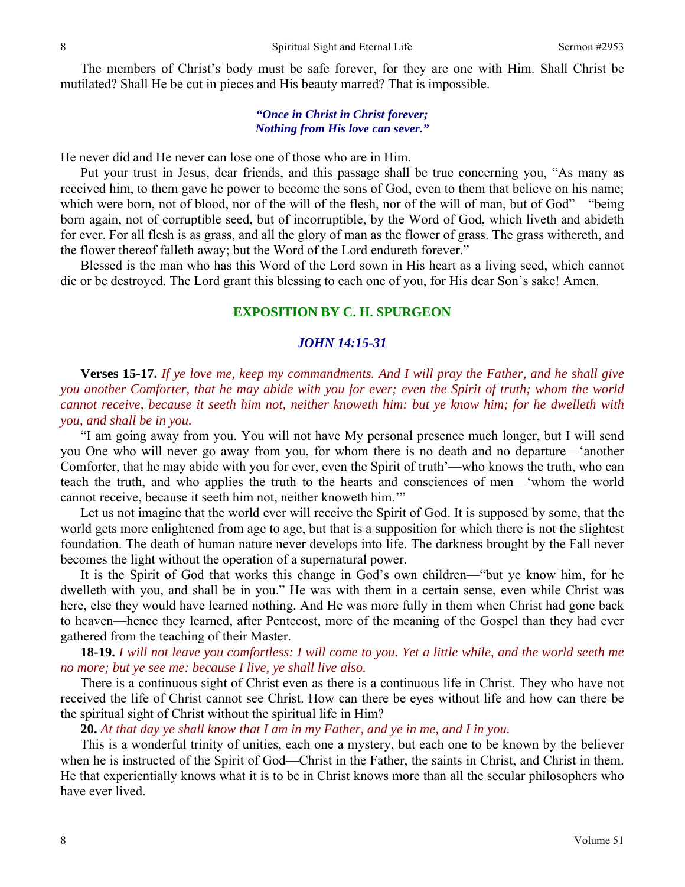The members of Christ's body must be safe forever, for they are one with Him. Shall Christ be mutilated? Shall He be cut in pieces and His beauty marred? That is impossible.

> ***"Once in Christ in Christ forever;***
> ***Nothing from His love can sever."***

He never did and He never can lose one of those who are in Him.

Put your trust in Jesus, dear friends, and this passage shall be true concerning you, "As many as received him, to them gave he power to become the sons of God, even to them that believe on his name; which were born, not of blood, nor of the will of the flesh, nor of the will of man, but of God"—"being born again, not of corruptible seed, but of incorruptible, by the Word of God, which liveth and abideth for ever. For all flesh is as grass, and all the glory of man as the flower of grass. The grass withereth, and the flower thereof falleth away; but the Word of the Lord endureth forever."

Blessed is the man who has this Word of the Lord sown in His heart as a living seed, which cannot die or be destroyed. The Lord grant this blessing to each one of you, for His dear Son's sake! Amen.

## EXPOSITION BY C. H. SPURGEON

### *JOHN 14:15-31*

**Verses 15-17.** *If ye love me, keep my commandments. And I will pray the Father, and he shall give you another Comforter, that he may abide with you for ever; even the Spirit of truth; whom the world cannot receive, because it seeth him not, neither knoweth him: but ye know him; for he dwelleth with you, and shall be in you.*

"I am going away from you. You will not have My personal presence much longer, but I will send you One who will never go away from you, for whom there is no death and no departure—'another Comforter, that he may abide with you for ever, even the Spirit of truth'—who knows the truth, who can teach the truth, and who applies the truth to the hearts and consciences of men—'whom the world cannot receive, because it seeth him not, neither knoweth him.'"

Let us not imagine that the world ever will receive the Spirit of God. It is supposed by some, that the world gets more enlightened from age to age, but that is a supposition for which there is not the slightest foundation. The death of human nature never develops into life. The darkness brought by the Fall never becomes the light without the operation of a supernatural power.

It is the Spirit of God that works this change in God's own children—"but ye know him, for he dwelleth with you, and shall be in you." He was with them in a certain sense, even while Christ was here, else they would have learned nothing. And He was more fully in them when Christ had gone back to heaven—hence they learned, after Pentecost, more of the meaning of the Gospel than they had ever gathered from the teaching of their Master.

**18-19.** *I will not leave you comfortless: I will come to you. Yet a little while, and the world seeth me no more; but ye see me: because I live, ye shall live also.*

There is a continuous sight of Christ even as there is a continuous life in Christ. They who have not received the life of Christ cannot see Christ. How can there be eyes without life and how can there be the spiritual sight of Christ without the spiritual life in Him?

**20.** *At that day ye shall know that I am in my Father, and ye in me, and I in you.*

This is a wonderful trinity of unities, each one a mystery, but each one to be known by the believer when he is instructed of the Spirit of God—Christ in the Father, the saints in Christ, and Christ in them. He that experientially knows what it is to be in Christ knows more than all the secular philosophers who have ever lived.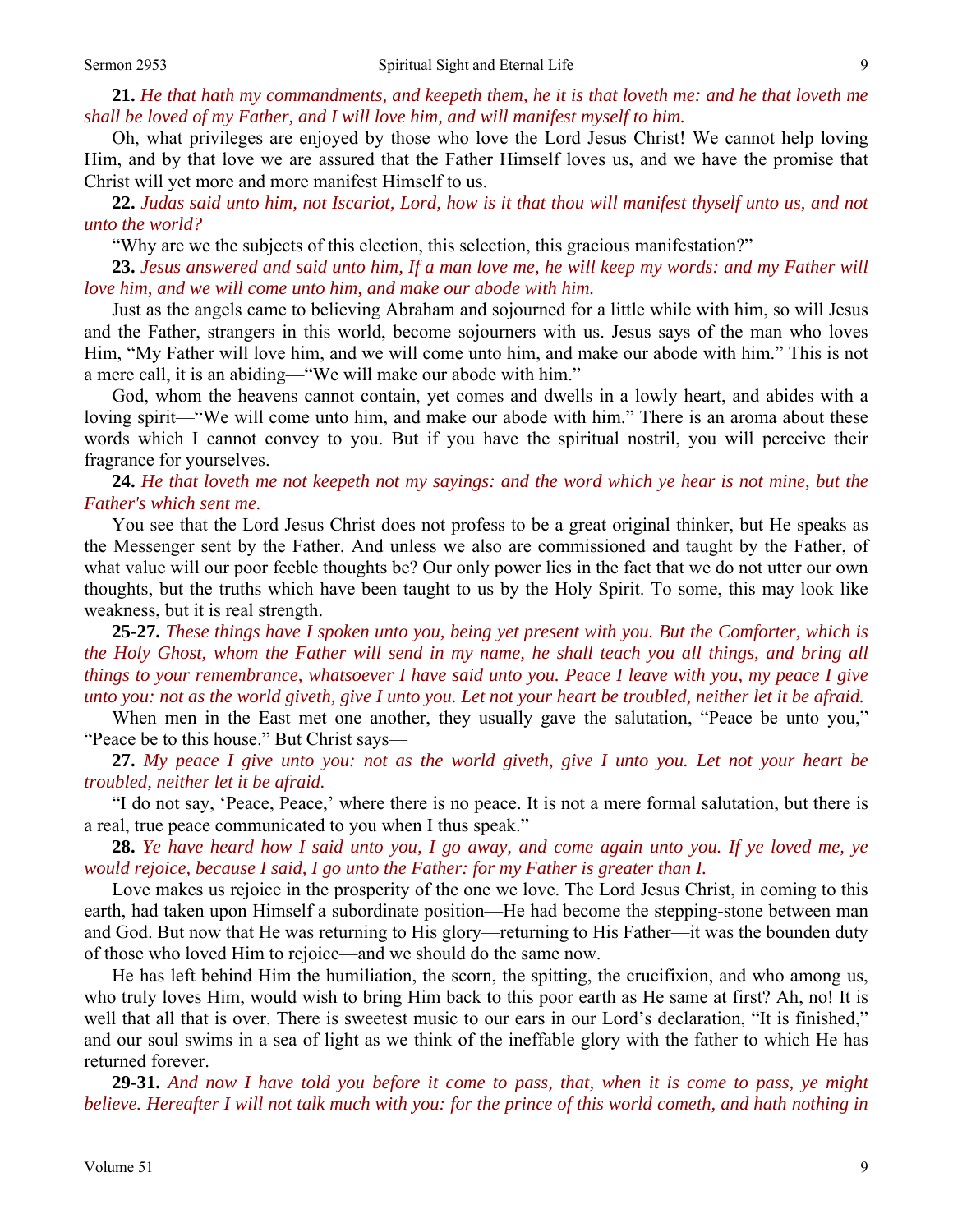**21.** *He that hath my commandments, and keepeth them, he it is that loveth me: and he that loveth me shall be loved of my Father, and I will love him, and will manifest myself to him.*

Oh, what privileges are enjoyed by those who love the Lord Jesus Christ! We cannot help loving Him, and by that love we are assured that the Father Himself loves us, and we have the promise that Christ will yet more and more manifest Himself to us.

**22.** *Judas said unto him, not Iscariot, Lord, how is it that thou will manifest thyself unto us, and not unto the world?*

"Why are we the subjects of this election, this selection, this gracious manifestation?"

**23.** *Jesus answered and said unto him, If a man love me, he will keep my words: and my Father will love him, and we will come unto him, and make our abode with him.*

Just as the angels came to believing Abraham and sojourned for a little while with him, so will Jesus and the Father, strangers in this world, become sojourners with us. Jesus says of the man who loves Him, "My Father will love him, and we will come unto him, and make our abode with him." This is not a mere call, it is an abiding—"We will make our abode with him."

God, whom the heavens cannot contain, yet comes and dwells in a lowly heart, and abides with a loving spirit—"We will come unto him, and make our abode with him." There is an aroma about these words which I cannot convey to you. But if you have the spiritual nostril, you will perceive their fragrance for yourselves.

**24.** *He that loveth me not keepeth not my sayings: and the word which ye hear is not mine, but the Father's which sent me.*

You see that the Lord Jesus Christ does not profess to be a great original thinker, but He speaks as the Messenger sent by the Father. And unless we also are commissioned and taught by the Father, of what value will our poor feeble thoughts be? Our only power lies in the fact that we do not utter our own thoughts, but the truths which have been taught to us by the Holy Spirit. To some, this may look like weakness, but it is real strength.

**25-27.** *These things have I spoken unto you, being yet present with you. But the Comforter, which is the Holy Ghost, whom the Father will send in my name, he shall teach you all things, and bring all things to your remembrance, whatsoever I have said unto you. Peace I leave with you, my peace I give unto you: not as the world giveth, give I unto you. Let not your heart be troubled, neither let it be afraid.*

When men in the East met one another, they usually gave the salutation, "Peace be unto you," "Peace be to this house." But Christ says—

**27.** *My peace I give unto you: not as the world giveth, give I unto you. Let not your heart be troubled, neither let it be afraid.*

"I do not say, 'Peace, Peace,' where there is no peace. It is not a mere formal salutation, but there is a real, true peace communicated to you when I thus speak."

**28.** *Ye have heard how I said unto you, I go away, and come again unto you. If ye loved me, ye would rejoice, because I said, I go unto the Father: for my Father is greater than I.*

Love makes us rejoice in the prosperity of the one we love. The Lord Jesus Christ, in coming to this earth, had taken upon Himself a subordinate position—He had become the stepping-stone between man and God. But now that He was returning to His glory—returning to His Father—it was the bounden duty of those who loved Him to rejoice—and we should do the same now.

He has left behind Him the humiliation, the scorn, the spitting, the crucifixion, and who among us, who truly loves Him, would wish to bring Him back to this poor earth as He same at first? Ah, no! It is well that all that is over. There is sweetest music to our ears in our Lord's declaration, "It is finished," and our soul swims in a sea of light as we think of the ineffable glory with the father to which He has returned forever.

**29-31.** *And now I have told you before it come to pass, that, when it is come to pass, ye might believe. Hereafter I will not talk much with you: for the prince of this world cometh, and hath nothing in*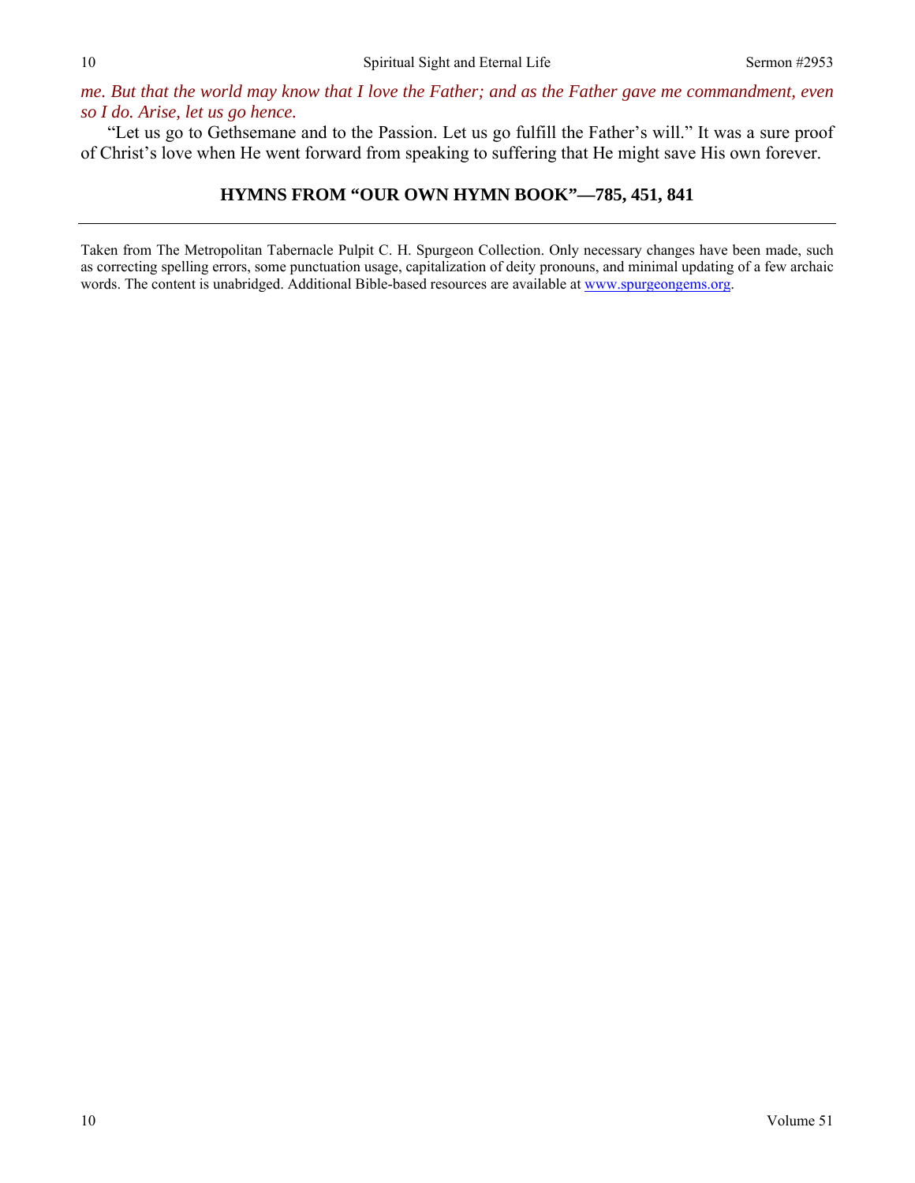*me. But that the world may know that I love the Father; and as the Father gave me commandment, even so I do. Arise, let us go hence.*

"Let us go to Gethsemane and to the Passion. Let us go fulfill the Father's will." It was a sure proof of Christ's love when He went forward from speaking to suffering that He might save His own forever.

**HYMNS FROM "OUR OWN HYMN BOOK"—785, 451, 841**

---

Taken from The Metropolitan Tabernacle Pulpit C. H. Spurgeon Collection. Only necessary changes have been made, such as correcting spelling errors, some punctuation usage, capitalization of deity pronouns, and minimal updating of a few archaic words. The content is unabridged. Additional Bible-based resources are available at www.spurgeongems.org.